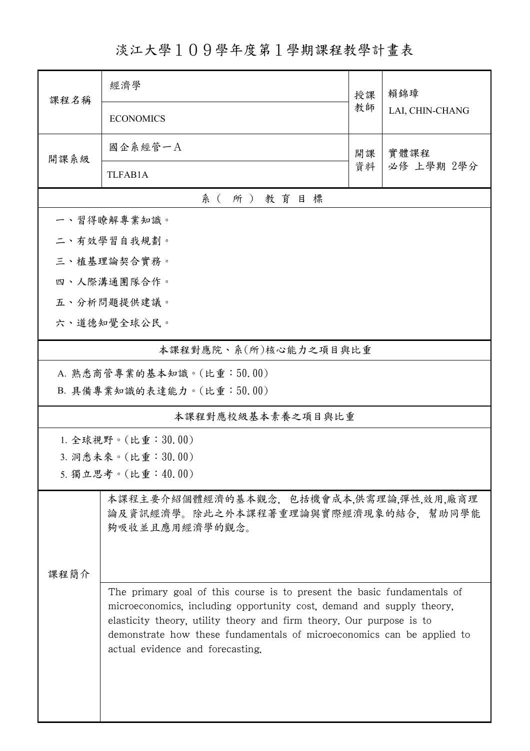# 淡江大學１０９學年度第１學期課程教學計畫表

| 課程名稱 | 經濟學 | 授課教師 | 賴錦璋 |
|---|---|---|---|
| | ECONOMICS | | LAI, CHIN-CHANG |
| 開課系級 | 國企系經管一A | 開課資料 | 實體課程<br>必修 上學期 2學分 |
| | TLFAB1A | | |

| 系（所）教育目標 |
|---|
| 一、習得瞭解專業知識。 |
| 二、有效學習自我規劃。 |
| 三、植基理論契合實務。 |
| 四、人際溝通團隊合作。 |
| 五、分析問題提供建議。 |
| 六、道德知覺全球公民。 |

| 本課程對應院、系(所)核心能力之項目與比重 |
|---|
| A. 熟悉商管專業的基本知識。(比重：50.00) |
| B. 具備專業知識的表達能力。(比重：50.00) |

| 本課程對應校級基本素養之項目與比重 |
|---|
| 1. 全球視野。(比重：30.00) |
| 3. 洞悉未來。(比重：30.00) |
| 5. 獨立思考。(比重：40.00) |

| 課程簡介 | |
|---|---|
| | 本課程主要介紹個體經濟的基本觀念，包括機會成本,供需理論,彈性,效用,廠商理論及資訊經濟學。除此之外本課程著重理論與實際經濟現象的結合，幫助同學能夠吸收並且應用經濟學的觀念。 |
| | The primary goal of this course is to present the basic fundamentals of microeconomics, including opportunity cost, demand and supply theory, elasticity theory, utility theory and firm theory. Our purpose is to demonstrate how these fundamentals of microeconomics can be applied to actual evidence and forecasting. |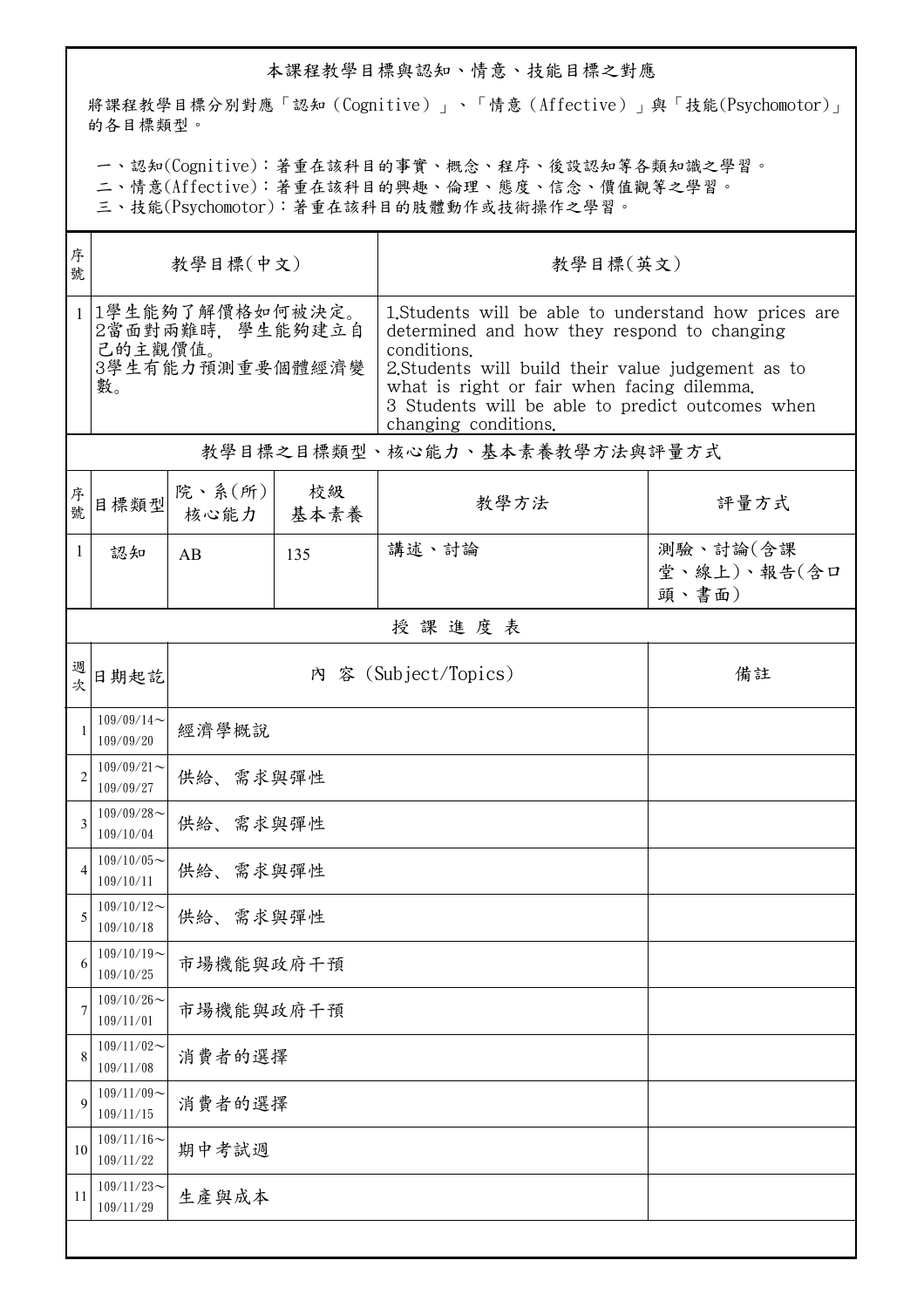## 本課程教學目標與認知、情意、技能目標之對應

將課程教學目標分別對應「認知（Cognitive）」、「情意（Affective）」與「技能(Psychomotor)」的各目標類型。

一、認知(Cognitive)：著重在該科目的事實、概念、程序、後設認知等各類知識之學習。
二、情意(Affective)：著重在該科目的興趣、倫理、態度、信念、價值觀等之學習。
三、技能(Psychomotor)：著重在該科目的肢體動作或技術操作之學習。

| 序號 | 教學目標(中文) | 教學目標(英文) |
|---|---|---|
| 1 | 1學生能夠了解價格如何被決定。<br>2當面對兩難時，學生能夠建立自己的主觀價值。<br>3學生有能力預測重要個體經濟變數。 | 1.Students will be able to understand how prices are determined and how they respond to changing conditions.<br>2.Students will build their value judgement as to what is right or fair when facing dilemma.<br>3 Students will be able to predict outcomes when changing conditions. |

## 教學目標之目標類型、核心能力、基本素養教學方法與評量方式

| 序號 | 目標類型 | 院、系(所)核心能力 | 校級基本素養 | 教學方法 | 評量方式 |
|---|---|---|---|---|---|
| 1 | 認知 | AB | 135 | 講述、討論 | 測驗、討論(含課堂、線上)、報告(含口頭、書面) |

## 授 課 進 度 表

| 週次 | 日期起訖 | 內 容 (Subject/Topics) | 備註 |
|---|---|---|---|
| 1 | 109/09/14～109/09/20 | 經濟學概說 | |
| 2 | 109/09/21～109/09/27 | 供給、需求與彈性 | |
| 3 | 109/09/28～109/10/04 | 供給、需求與彈性 | |
| 4 | 109/10/05～109/10/11 | 供給、需求與彈性 | |
| 5 | 109/10/12～109/10/18 | 供給、需求與彈性 | |
| 6 | 109/10/19～109/10/25 | 市場機能與政府干預 | |
| 7 | 109/10/26～109/11/01 | 市場機能與政府干預 | |
| 8 | 109/11/02～109/11/08 | 消費者的選擇 | |
| 9 | 109/11/09～109/11/15 | 消費者的選擇 | |
| 10 | 109/11/16～109/11/22 | 期中考試週 | |
| 11 | 109/11/23～109/11/29 | 生產與成本 | |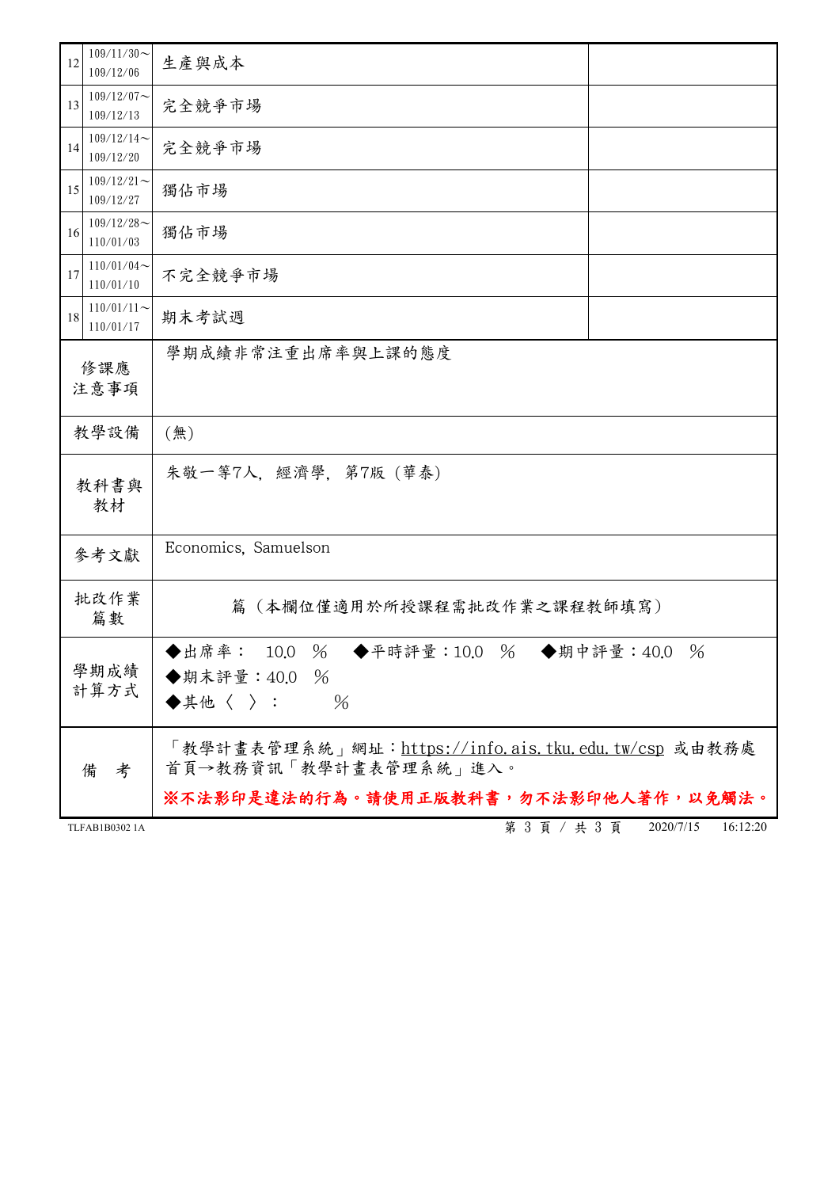| | | | |
|---|---|---|---|
| 12 | 109/11/30～109/12/06 | 生產與成本 | |
| 13 | 109/12/07～109/12/13 | 完全競爭市場 | |
| 14 | 109/12/14～109/12/20 | 完全競爭市場 | |
| 15 | 109/12/21～109/12/27 | 獨佔市場 | |
| 16 | 109/12/28～110/01/03 | 獨佔市場 | |
| 17 | 110/01/04～110/01/10 | 不完全競爭市場 | |
| 18 | 110/01/11～110/01/17 | 期末考試週 | |

| | |
|---|---|
| 修課應注意事項 | 學期成績非常注重出席率與上課的態度 |
| 教學設備 | (無) |
| 教科書與教材 | 朱敬一等7人, 經濟學, 第7版 (華泰) |
| 參考文獻 | Economics, Samuelson |
| 批改作業篇數 | 篇（本欄位僅適用於所授課程需批改作業之課程教師填寫） |
| 學期成績計算方式 | ◆出席率： 10.0 ％ ◆平時評量：10.0 ％ ◆期中評量：40.0 ％<br>◆期末評量：40.0 ％<br>◆其他〈 〉： ％ |
| 備考 | 「教學計畫表管理系統」網址：https://info.ais.tku.edu.tw/csp 或由教務處首頁→教務資訊「教學計畫表管理系統」進入。<br>**※不法影印是違法的行為。請使用正版教科書，勿不法影印他人著作，以免觸法。** |

TLFAB1B0302 1A 2020/7/15 16:12:20